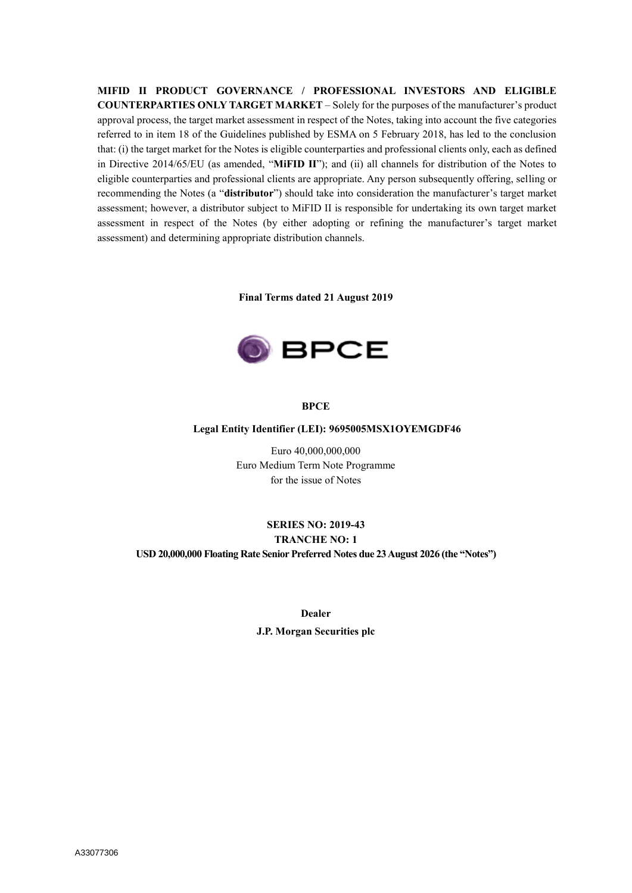**MIFID II PRODUCT GOVERNANCE / PROFESSIONAL INVESTORS AND ELIGIBLE COUNTERPARTIES ONLY TARGET MARKET** – Solely for the purposes of the manufacturer's product approval process, the target market assessment in respect of the Notes, taking into account the five categories referred to in item 18 of the Guidelines published by ESMA on 5 February 2018, has led to the conclusion that: (i) the target market for the Notes is eligible counterparties and professional clients only, each as defined in Directive 2014/65/EU (as amended, "**MiFID II**"); and (ii) all channels for distribution of the Notes to eligible counterparties and professional clients are appropriate. Any person subsequently offering, selling or recommending the Notes (a "**distributor**") should take into consideration the manufacturer's target market assessment; however, a distributor subject to MiFID II is responsible for undertaking its own target market assessment in respect of the Notes (by either adopting or refining the manufacturer's target market assessment) and determining appropriate distribution channels.

**Final Terms dated 21 August 2019**

BPCE

**BPCE**

**Legal Entity Identifier (LEI): 9695005MSX1OYEMGDF46**

Euro 40,000,000,000
Euro Medium Term Note Programme
for the issue of Notes

**SERIES NO: 2019-43**

**TRANCHE NO: 1**

**USD 20,000,000 Floating Rate Senior Preferred Notes due 23 August 2026 (the "Notes")**

**Dealer**

**J.P. Morgan Securities plc**

A33077306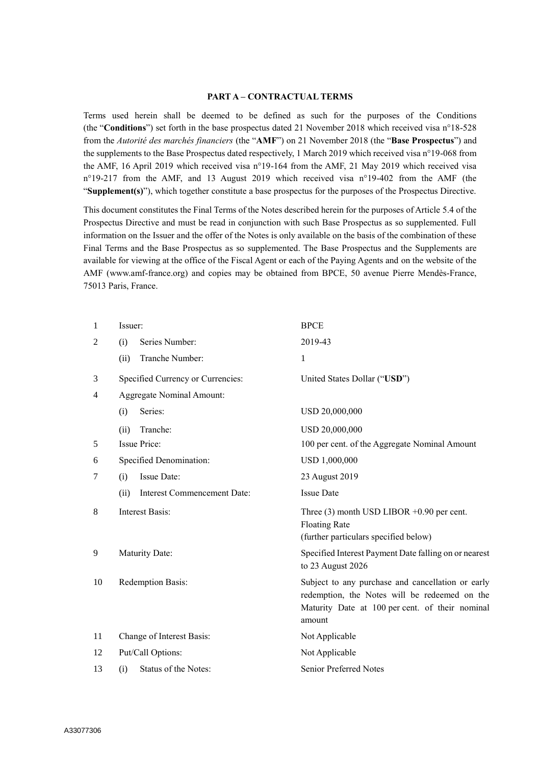## PART A – CONTRACTUAL TERMS

Terms used herein shall be deemed to be defined as such for the purposes of the Conditions (the "**Conditions**") set forth in the base prospectus dated 21 November 2018 which received visa n°18-528 from the *Autorité des marchés financiers* (the "**AMF**") on 21 November 2018 (the "**Base Prospectus**") and the supplements to the Base Prospectus dated respectively, 1 March 2019 which received visa n°19-068 from the AMF, 16 April 2019 which received visa n°19-164 from the AMF, 21 May 2019 which received visa n°19-217 from the AMF, and 13 August 2019 which received visa n°19-402 from the AMF (the "**Supplement(s)**"), which together constitute a base prospectus for the purposes of the Prospectus Directive.

This document constitutes the Final Terms of the Notes described herein for the purposes of Article 5.4 of the Prospectus Directive and must be read in conjunction with such Base Prospectus as so supplemented. Full information on the Issuer and the offer of the Notes is only available on the basis of the combination of these Final Terms and the Base Prospectus as so supplemented. The Base Prospectus and the Supplements are available for viewing at the office of the Fiscal Agent or each of the Paying Agents and on the website of the AMF (www.amf-france.org) and copies may be obtained from BPCE, 50 avenue Pierre Mendès-France, 75013 Paris, France.

| | | |
|---|---|---|
| 1 | Issuer: | BPCE |
| 2 | (i) Series Number: | 2019-43 |
| | (ii) Tranche Number: | 1 |
| 3 | Specified Currency or Currencies: | United States Dollar ("**USD**") |
| 4 | Aggregate Nominal Amount: | |
| | (i) Series: | USD 20,000,000 |
| | (ii) Tranche: | USD 20,000,000 |
| 5 | Issue Price: | 100 per cent. of the Aggregate Nominal Amount |
| 6 | Specified Denomination: | USD 1,000,000 |
| 7 | (i) Issue Date: | 23 August 2019 |
| | (ii) Interest Commencement Date: | Issue Date |
| 8 | Interest Basis: | Three (3) month USD LIBOR +0.90 per cent. Floating Rate (further particulars specified below) |
| 9 | Maturity Date: | Specified Interest Payment Date falling on or nearest to 23 August 2026 |
| 10 | Redemption Basis: | Subject to any purchase and cancellation or early redemption, the Notes will be redeemed on the Maturity Date at 100 per cent. of their nominal amount |
| 11 | Change of Interest Basis: | Not Applicable |
| 12 | Put/Call Options: | Not Applicable |
| 13 | (i) Status of the Notes: | Senior Preferred Notes |

A33077306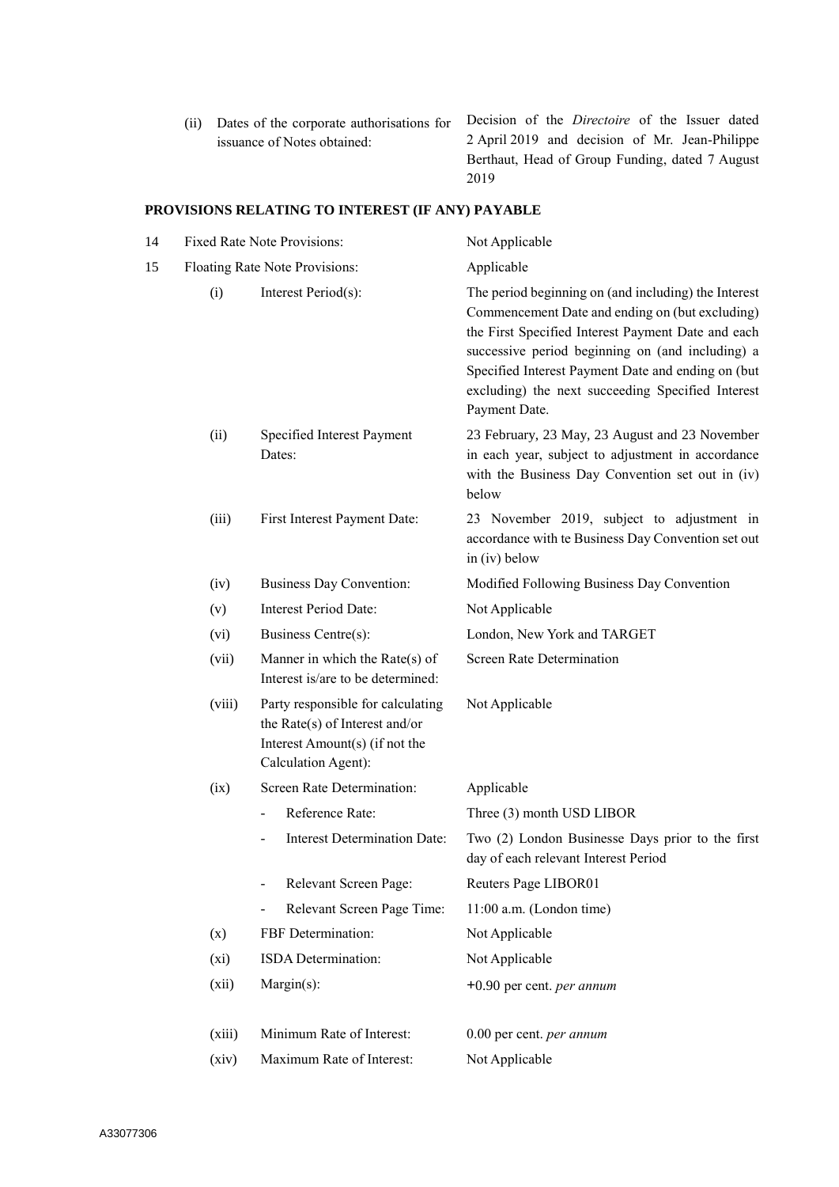| | | |
|---|---|---|
| (ii) | Dates of the corporate authorisations for issuance of Notes obtained: | Decision of the *Directoire* of the Issuer dated 2 April 2019 and decision of Mr. Jean-Philippe Berthaut, Head of Group Funding, dated 7 August 2019 |

## PROVISIONS RELATING TO INTEREST (IF ANY) PAYABLE

| | | | |
|---|---|---|---|
| 14 | Fixed Rate Note Provisions: | | Not Applicable |
| 15 | Floating Rate Note Provisions: | | Applicable |
| | (i) | Interest Period(s): | The period beginning on (and including) the Interest Commencement Date and ending on (but excluding) the First Specified Interest Payment Date and each successive period beginning on (and including) a Specified Interest Payment Date and ending on (but excluding) the next succeeding Specified Interest Payment Date. |
| | (ii) | Specified Interest Payment Dates: | 23 February, 23 May, 23 August and 23 November in each year, subject to adjustment in accordance with the Business Day Convention set out in (iv) below |
| | (iii) | First Interest Payment Date: | 23 November 2019, subject to adjustment in accordance with te Business Day Convention set out in (iv) below |
| | (iv) | Business Day Convention: | Modified Following Business Day Convention |
| | (v) | Interest Period Date: | Not Applicable |
| | (vi) | Business Centre(s): | London, New York and TARGET |
| | (vii) | Manner in which the Rate(s) of Interest is/are to be determined: | Screen Rate Determination |
| | (viii) | Party responsible for calculating the Rate(s) of Interest and/or Interest Amount(s) (if not the Calculation Agent): | Not Applicable |
| | (ix) | Screen Rate Determination: | Applicable |
| | | - Reference Rate: | Three (3) month USD LIBOR |
| | | - Interest Determination Date: | Two (2) London Businesse Days prior to the first day of each relevant Interest Period |
| | | - Relevant Screen Page: | Reuters Page LIBOR01 |
| | | - Relevant Screen Page Time: | 11:00 a.m. (London time) |
| | (x) | FBF Determination: | Not Applicable |
| | (xi) | ISDA Determination: | Not Applicable |
| | (xii) | Margin(s): | +0.90 per cent. *per annum* |
| | (xiii) | Minimum Rate of Interest: | 0.00 per cent. *per annum* |
| | (xiv) | Maximum Rate of Interest: | Not Applicable |

A33077306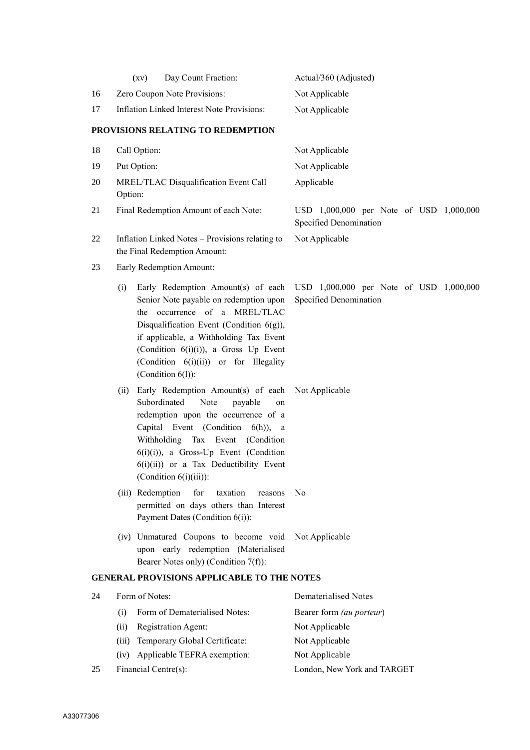| | | |
|---|---|---|
| | (xv) Day Count Fraction: | Actual/360 (Adjusted) |
| 16 | Zero Coupon Note Provisions: | Not Applicable |
| 17 | Inflation Linked Interest Note Provisions: | Not Applicable |

**PROVISIONS RELATING TO REDEMPTION**

| | | |
|---|---|---|
| 18 | Call Option: | Not Applicable |
| 19 | Put Option: | Not Applicable |
| 20 | MREL/TLAC Disqualification Event Call Option: | Applicable |
| 21 | Final Redemption Amount of each Note: | USD 1,000,000 per Note of USD 1,000,000 Specified Denomination |
| 22 | Inflation Linked Notes – Provisions relating to the Final Redemption Amount: | Not Applicable |
| 23 | Early Redemption Amount: | |
| | (i) Early Redemption Amount(s) of each Senior Note payable on redemption upon the occurrence of a MREL/TLAC Disqualification Event (Condition 6(g)), if applicable, a Withholding Tax Event (Condition 6(i)(i)), a Gross Up Event (Condition 6(i)(ii)) or for Illegality (Condition 6(l)): | USD 1,000,000 per Note of USD 1,000,000 Specified Denomination |
| | (ii) Early Redemption Amount(s) of each Subordinated Note payable on redemption upon the occurrence of a Capital Event (Condition 6(h)), a Withholding Tax Event (Condition 6(i)(i)), a Gross-Up Event (Condition 6(i)(ii)) or a Tax Deductibility Event (Condition 6(i)(iii)): | Not Applicable |
| | (iii) Redemption for taxation reasons permitted on days others than Interest Payment Dates (Condition 6(i)): | No |
| | (iv) Unmatured Coupons to become void upon early redemption (Materialised Bearer Notes only) (Condition 7(f)): | Not Applicable |

**GENERAL PROVISIONS APPLICABLE TO THE NOTES**

| | | |
|---|---|---|
| 24 | Form of Notes: | Dematerialised Notes |
| | (i) Form of Dematerialised Notes: | Bearer form *(au porteur)* |
| | (ii) Registration Agent: | Not Applicable |
| | (iii) Temporary Global Certificate: | Not Applicable |
| | (iv) Applicable TEFRA exemption: | Not Applicable |
| 25 | Financial Centre(s): | London, New York and TARGET |

A33077306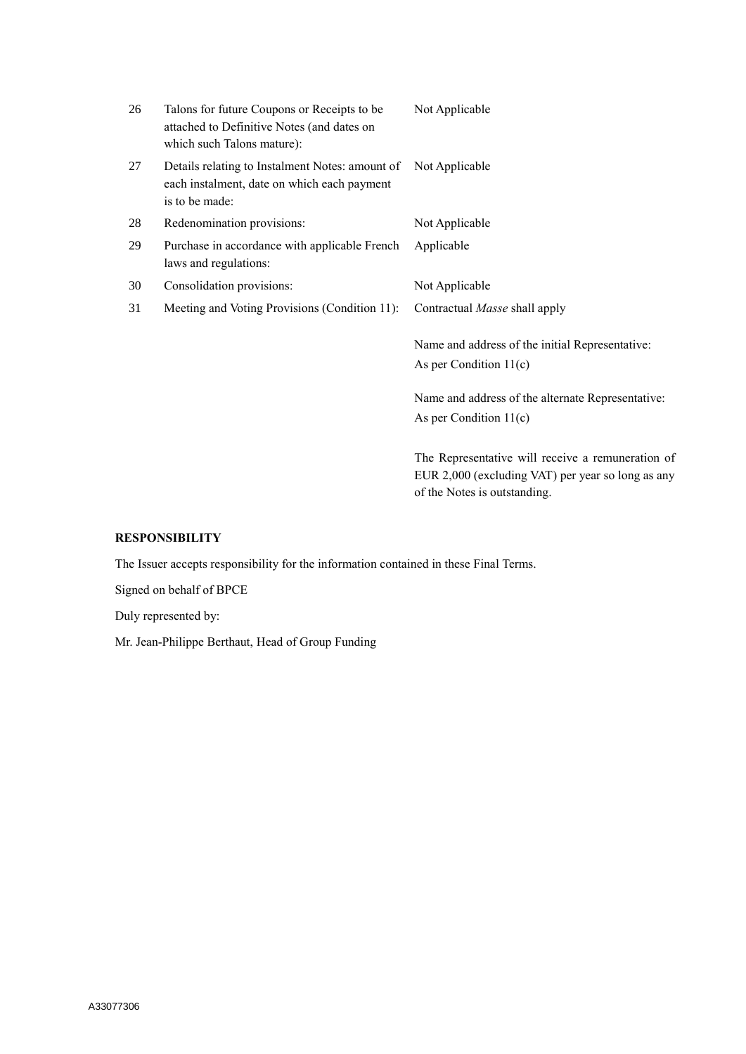| | | |
|---|---|---|
| 26 | Talons for future Coupons or Receipts to be attached to Definitive Notes (and dates on which such Talons mature): | Not Applicable |
| 27 | Details relating to Instalment Notes: amount of each instalment, date on which each payment is to be made: | Not Applicable |
| 28 | Redenomination provisions: | Not Applicable |
| 29 | Purchase in accordance with applicable French laws and regulations: | Applicable |
| 30 | Consolidation provisions: | Not Applicable |
| 31 | Meeting and Voting Provisions (Condition 11): | Contractual *Masse* shall apply<br><br>Name and address of the initial Representative: As per Condition 11(c)<br><br>Name and address of the alternate Representative: As per Condition 11(c)<br><br>The Representative will receive a remuneration of EUR 2,000 (excluding VAT) per year so long as any of the Notes is outstanding. |

**RESPONSIBILITY**

The Issuer accepts responsibility for the information contained in these Final Terms.

Signed on behalf of BPCE

Duly represented by:

Mr. Jean-Philippe Berthaut, Head of Group Funding

A33077306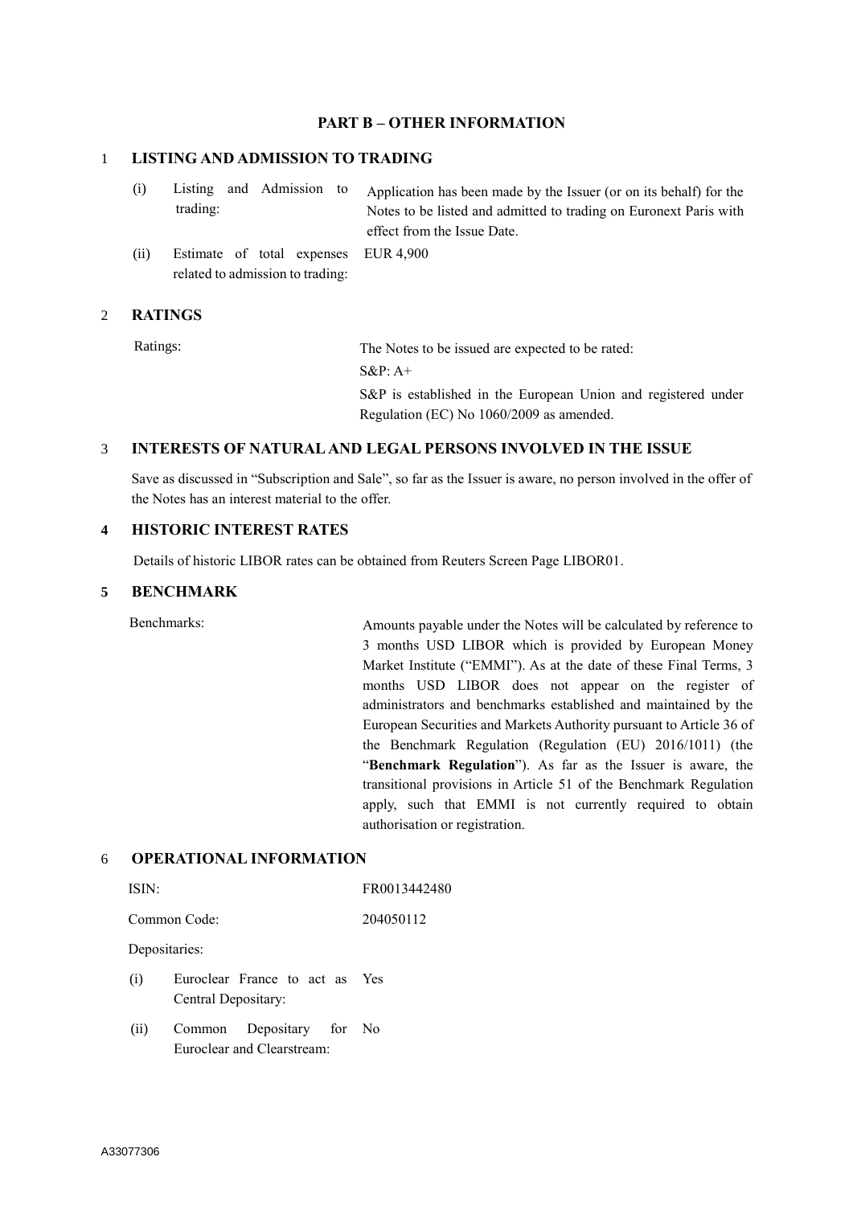## PART B – OTHER INFORMATION

## 1 LISTING AND ADMISSION TO TRADING

| | |
|---|---|
| (i) Listing and Admission to trading: | Application has been made by the Issuer (or on its behalf) for the Notes to be listed and admitted to trading on Euronext Paris with effect from the Issue Date. |
| (ii) Estimate of total expenses related to admission to trading: | EUR 4,900 |

## 2 RATINGS

| | |
|---|---|
| Ratings: | The Notes to be issued are expected to be rated:<br>S&P: A+<br>S&P is established in the European Union and registered under Regulation (EC) No 1060/2009 as amended. |

## 3 INTERESTS OF NATURAL AND LEGAL PERSONS INVOLVED IN THE ISSUE

Save as discussed in "Subscription and Sale", so far as the Issuer is aware, no person involved in the offer of the Notes has an interest material to the offer.

## 4 HISTORIC INTEREST RATES

Details of historic LIBOR rates can be obtained from Reuters Screen Page LIBOR01.

## 5 BENCHMARK

| | |
|---|---|
| Benchmarks: | Amounts payable under the Notes will be calculated by reference to 3 months USD LIBOR which is provided by European Money Market Institute ("EMMI"). As at the date of these Final Terms, 3 months USD LIBOR does not appear on the register of administrators and benchmarks established and maintained by the European Securities and Markets Authority pursuant to Article 36 of the Benchmark Regulation (Regulation (EU) 2016/1011) (the "**Benchmark Regulation**"). As far as the Issuer is aware, the transitional provisions in Article 51 of the Benchmark Regulation apply, such that EMMI is not currently required to obtain authorisation or registration. |

## 6 OPERATIONAL INFORMATION

| | |
|---|---|
| ISIN: | FR0013442480 |
| Common Code: | 204050112 |
| Depositaries: | |
| (i) Euroclear France to act as Central Depositary: | Yes |
| (ii) Common Depositary for Euroclear and Clearstream: | No |

A33077306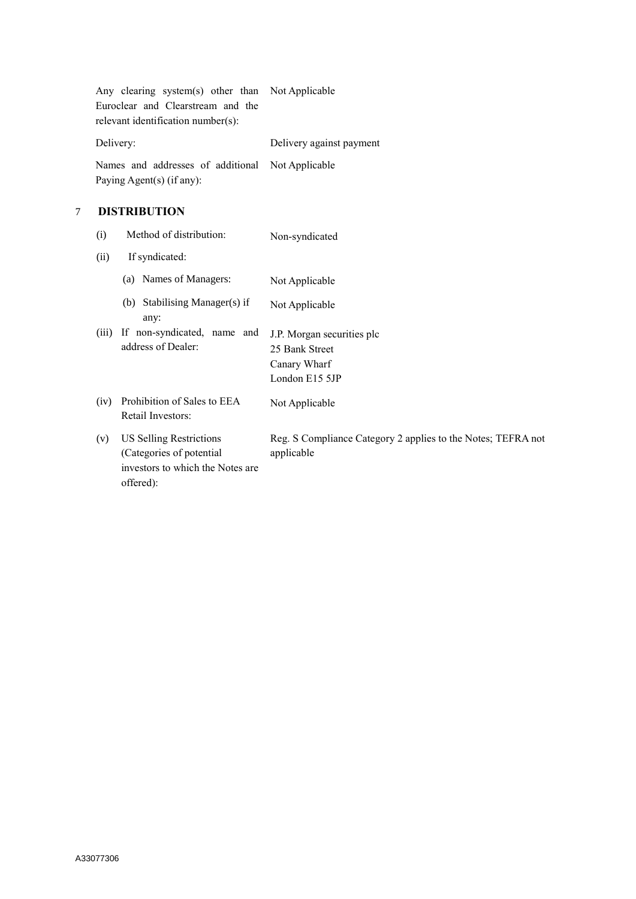| | |
|---|---|
| Any clearing system(s) other than Euroclear and Clearstream and the relevant identification number(s): | Not Applicable |
| Delivery: | Delivery against payment |
| Names and addresses of additional Paying Agent(s) (if any): | Not Applicable |

## 7 DISTRIBUTION

| | | |
|---|---|---|
| (i) | Method of distribution: | Non-syndicated |
| (ii) | If syndicated: | |
| | (a) Names of Managers: | Not Applicable |
| | (b) Stabilising Manager(s) if any: | Not Applicable |
| (iii) | If non-syndicated, name and address of Dealer: | J.P. Morgan securities plc<br>25 Bank Street<br>Canary Wharf<br>London E15 5JP |
| (iv) | Prohibition of Sales to EEA Retail Investors: | Not Applicable |
| (v) | US Selling Restrictions (Categories of potential investors to which the Notes are offered): | Reg. S Compliance Category 2 applies to the Notes; TEFRA not applicable |

A33077306